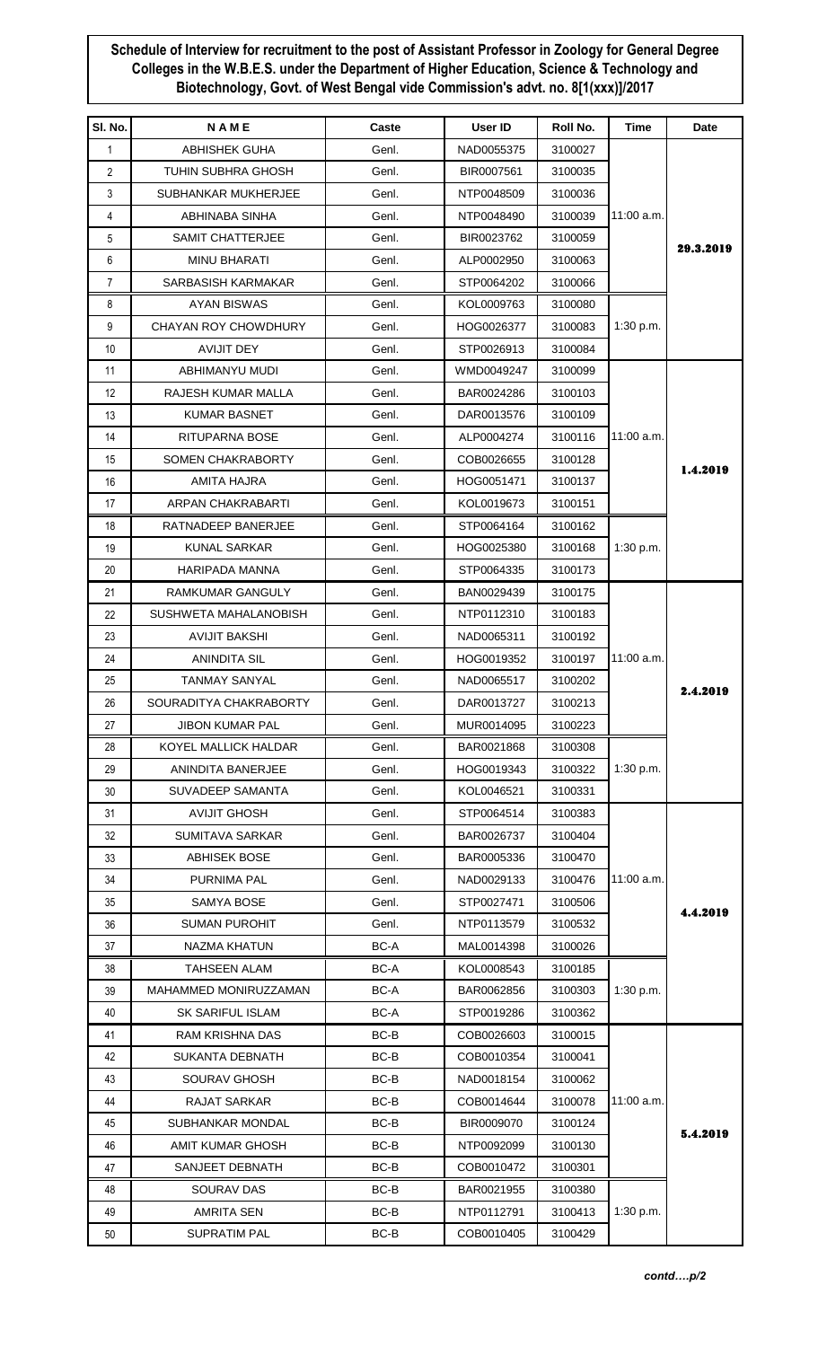**Schedule of Interview for recruitment to the post of Assistant Professor in Zoology for General Degree Colleges in the W.B.E.S. under the Department of Higher Education, Science & Technology and Biotechnology, Govt. of West Bengal vide Commission's advt. no. 8[1(xxx)]/2017**

| Sl. No. | N A M E | Caste | User ID | Roll No. | Time | Date |
|---|---|---|---|---|---|---|
| 1 | ABHISHEK GUHA | Genl. | NAD0055375 | 3100027 | 11:00 a.m. | 29.3.2019 |
| 2 | TUHIN SUBHRA GHOSH | Genl. | BIR0007561 | 3100035 | | |
| 3 | SUBHANKAR MUKHERJEE | Genl. | NTP0048509 | 3100036 | | |
| 4 | ABHINABA SINHA | Genl. | NTP0048490 | 3100039 | | |
| 5 | SAMIT CHATTERJEE | Genl. | BIR0023762 | 3100059 | | |
| 6 | MINU BHARATI | Genl. | ALP0002950 | 3100063 | | |
| 7 | SARBASISH KARMAKAR | Genl. | STP0064202 | 3100066 | | |
| 8 | AYAN BISWAS | Genl. | KOL0009763 | 3100080 | 1:30 p.m. | |
| 9 | CHAYAN ROY CHOWDHURY | Genl. | HOG0026377 | 3100083 | | |
| 10 | AVIJIT DEY | Genl. | STP0026913 | 3100084 | | |
| 11 | ABHIMANYU MUDI | Genl. | WMD0049247 | 3100099 | 11:00 a.m. | 1.4.2019 |
| 12 | RAJESH KUMAR MALLA | Genl. | BAR0024286 | 3100103 | | |
| 13 | KUMAR BASNET | Genl. | DAR0013576 | 3100109 | | |
| 14 | RITUPARNA BOSE | Genl. | ALP0004274 | 3100116 | | |
| 15 | SOMEN CHAKRABORTY | Genl. | COB0026655 | 3100128 | | |
| 16 | AMITA HAJRA | Genl. | HOG0051471 | 3100137 | | |
| 17 | ARPAN CHAKRABARTI | Genl. | KOL0019673 | 3100151 | | |
| 18 | RATNADEEP BANERJEE | Genl. | STP0064164 | 3100162 | 1:30 p.m. | |
| 19 | KUNAL SARKAR | Genl. | HOG0025380 | 3100168 | | |
| 20 | HARIPADA MANNA | Genl. | STP0064335 | 3100173 | | |
| 21 | RAMKUMAR GANGULY | Genl. | BAN0029439 | 3100175 | 11:00 a.m. | 2.4.2019 |
| 22 | SUSHWETA MAHALANOBISH | Genl. | NTP0112310 | 3100183 | | |
| 23 | AVIJIT BAKSHI | Genl. | NAD0065311 | 3100192 | | |
| 24 | ANINDITA SIL | Genl. | HOG0019352 | 3100197 | | |
| 25 | TANMAY SANYAL | Genl. | NAD0065517 | 3100202 | | |
| 26 | SOURADITYA CHAKRABORTY | Genl. | DAR0013727 | 3100213 | | |
| 27 | JIBON KUMAR PAL | Genl. | MUR0014095 | 3100223 | | |
| 28 | KOYEL MALLICK HALDAR | Genl. | BAR0021868 | 3100308 | 1:30 p.m. | |
| 29 | ANINDITA BANERJEE | Genl. | HOG0019343 | 3100322 | | |
| 30 | SUVADEEP SAMANTA | Genl. | KOL0046521 | 3100331 | | |
| 31 | AVIJIT GHOSH | Genl. | STP0064514 | 3100383 | 11:00 a.m. | 4.4.2019 |
| 32 | SUMITAVA SARKAR | Genl. | BAR0026737 | 3100404 | | |
| 33 | ABHISEK BOSE | Genl. | BAR0005336 | 3100470 | | |
| 34 | PURNIMA PAL | Genl. | NAD0029133 | 3100476 | | |
| 35 | SAMYA BOSE | Genl. | STP0027471 | 3100506 | | |
| 36 | SUMAN PUROHIT | Genl. | NTP0113579 | 3100532 | | |
| 37 | NAZMA KHATUN | BC-A | MAL0014398 | 3100026 | | |
| 38 | TAHSEEN ALAM | BC-A | KOL0008543 | 3100185 | 1:30 p.m. | |
| 39 | MAHAMMED MONIRUZZAMAN | BC-A | BAR0062856 | 3100303 | | |
| 40 | SK SARIFUL ISLAM | BC-A | STP0019286 | 3100362 | | |
| 41 | RAM KRISHNA DAS | BC-B | COB0026603 | 3100015 | 11:00 a.m. | 5.4.2019 |
| 42 | SUKANTA DEBNATH | BC-B | COB0010354 | 3100041 | | |
| 43 | SOURAV GHOSH | BC-B | NAD0018154 | 3100062 | | |
| 44 | RAJAT SARKAR | BC-B | COB0014644 | 3100078 | | |
| 45 | SUBHANKAR MONDAL | BC-B | BIR0009070 | 3100124 | | |
| 46 | AMIT KUMAR GHOSH | BC-B | NTP0092099 | 3100130 | | |
| 47 | SANJEET DEBNATH | BC-B | COB0010472 | 3100301 | | |
| 48 | SOURAV DAS | BC-B | BAR0021955 | 3100380 | 1:30 p.m. | |
| 49 | AMRITA SEN | BC-B | NTP0112791 | 3100413 | | |
| 50 | SUPRATIM PAL | BC-B | COB0010405 | 3100429 | | |

*contd….p/2*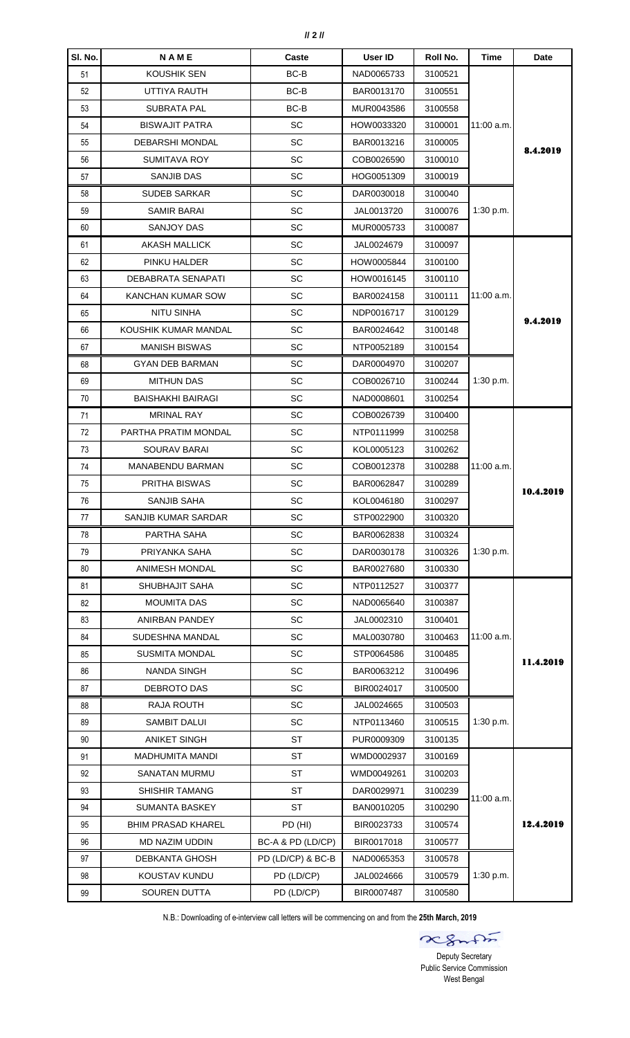// 2 //

| Sl. No. | N A M E | Caste | User ID | Roll No. | Time | Date |
|---|---|---|---|---|---|---|
| 51 | KOUSHIK SEN | BC-B | NAD0065733 | 3100521 | 11:00 a.m. | 8.4.2019 |
| 52 | UTTIYA RAUTH | BC-B | BAR0013170 | 3100551 | | |
| 53 | SUBRATA PAL | BC-B | MUR0043586 | 3100558 | | |
| 54 | BISWAJIT PATRA | SC | HOW0033320 | 3100001 | | |
| 55 | DEBARSHI MONDAL | SC | BAR0013216 | 3100005 | | |
| 56 | SUMITAVA ROY | SC | COB0026590 | 3100010 | | |
| 57 | SANJIB DAS | SC | HOG0051309 | 3100019 | | |
| 58 | SUDEB SARKAR | SC | DAR0030018 | 3100040 | 1:30 p.m. | |
| 59 | SAMIR BARAI | SC | JAL0013720 | 3100076 | | |
| 60 | SANJOY DAS | SC | MUR0005733 | 3100087 | | |
| 61 | AKASH MALLICK | SC | JAL0024679 | 3100097 | 11:00 a.m. | 9.4.2019 |
| 62 | PINKU HALDER | SC | HOW0005844 | 3100100 | | |
| 63 | DEBABRATA SENAPATI | SC | HOW0016145 | 3100110 | | |
| 64 | KANCHAN KUMAR SOW | SC | BAR0024158 | 3100111 | | |
| 65 | NITU SINHA | SC | NDP0016717 | 3100129 | | |
| 66 | KOUSHIK KUMAR MANDAL | SC | BAR0024642 | 3100148 | | |
| 67 | MANISH BISWAS | SC | NTP0052189 | 3100154 | | |
| 68 | GYAN DEB BARMAN | SC | DAR0004970 | 3100207 | 1:30 p.m. | |
| 69 | MITHUN DAS | SC | COB0026710 | 3100244 | | |
| 70 | BAISHAKHI BAIRAGI | SC | NAD0008601 | 3100254 | | |
| 71 | MRINAL RAY | SC | COB0026739 | 3100400 | 11:00 a.m. | 10.4.2019 |
| 72 | PARTHA PRATIM MONDAL | SC | NTP0111999 | 3100258 | | |
| 73 | SOURAV BARAI | SC | KOL0005123 | 3100262 | | |
| 74 | MANABENDU BARMAN | SC | COB0012378 | 3100288 | | |
| 75 | PRITHA BISWAS | SC | BAR0062847 | 3100289 | | |
| 76 | SANJIB SAHA | SC | KOL0046180 | 3100297 | | |
| 77 | SANJIB KUMAR SARDAR | SC | STP0022900 | 3100320 | | |
| 78 | PARTHA SAHA | SC | BAR0062838 | 3100324 | 1:30 p.m. | |
| 79 | PRIYANKA SAHA | SC | DAR0030178 | 3100326 | | |
| 80 | ANIMESH MONDAL | SC | BAR0027680 | 3100330 | | |
| 81 | SHUBHAJIT SAHA | SC | NTP0112527 | 3100377 | 11:00 a.m. | 11.4.2019 |
| 82 | MOUMITA DAS | SC | NAD0065640 | 3100387 | | |
| 83 | ANIRBAN PANDEY | SC | JAL0002310 | 3100401 | | |
| 84 | SUDESHNA MANDAL | SC | MAL0030780 | 3100463 | | |
| 85 | SUSMITA MONDAL | SC | STP0064586 | 3100485 | | |
| 86 | NANDA SINGH | SC | BAR0063212 | 3100496 | | |
| 87 | DEBROTO DAS | SC | BIR0024017 | 3100500 | | |
| 88 | RAJA ROUTH | SC | JAL0024665 | 3100503 | 1:30 p.m. | |
| 89 | SAMBIT DALUI | SC | NTP0113460 | 3100515 | | |
| 90 | ANIKET SINGH | ST | PUR0009309 | 3100135 | | |
| 91 | MADHUMITA MANDI | ST | WMD0002937 | 3100169 | 11:00 a.m. | 12.4.2019 |
| 92 | SANATAN MURMU | ST | WMD0049261 | 3100203 | | |
| 93 | SHISHIR TAMANG | ST | DAR0029971 | 3100239 | | |
| 94 | SUMANTA BASKEY | ST | BAN0010205 | 3100290 | | |
| 95 | BHIM PRASAD KHAREL | PD (HI) | BIR0023733 | 3100574 | | |
| 96 | MD NAZIM UDDIN | BC-A & PD (LD/CP) | BIR0017018 | 3100577 | | |
| 97 | DEBKANTA GHOSH | PD (LD/CP) & BC-B | NAD0065353 | 3100578 | 1:30 p.m. | |
| 98 | KOUSTAV KUNDU | PD (LD/CP) | JAL0024666 | 3100579 | | |
| 99 | SOUREN DUTTA | PD (LD/CP) | BIR0007487 | 3100580 | | |

N.B.: Downloading of e-interview call letters will be commencing on and from the **25th March, 2019**

Deputy Secretary
Public Service Commission
West Bengal